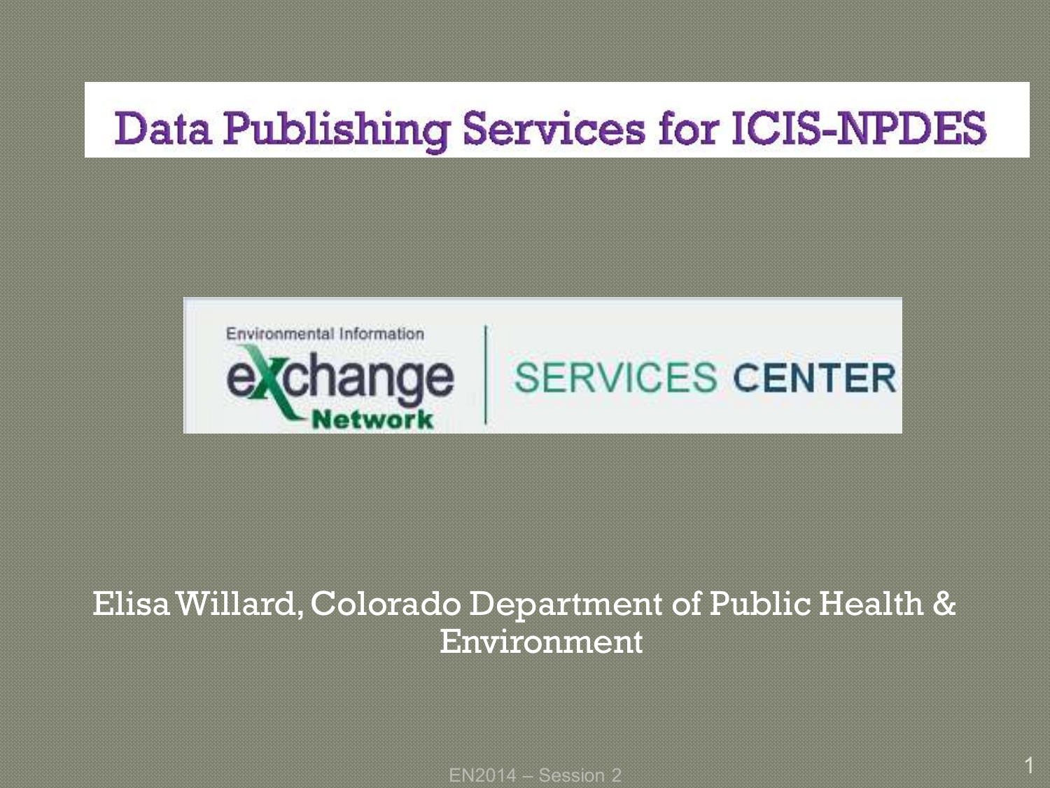# Data Publishing Services for ICIS-NPDES

Environmental Information eXchange Network | SERVICES CENTER

Elisa Willard, Colorado Department of Public Health & Environment

EN2014 – Session 2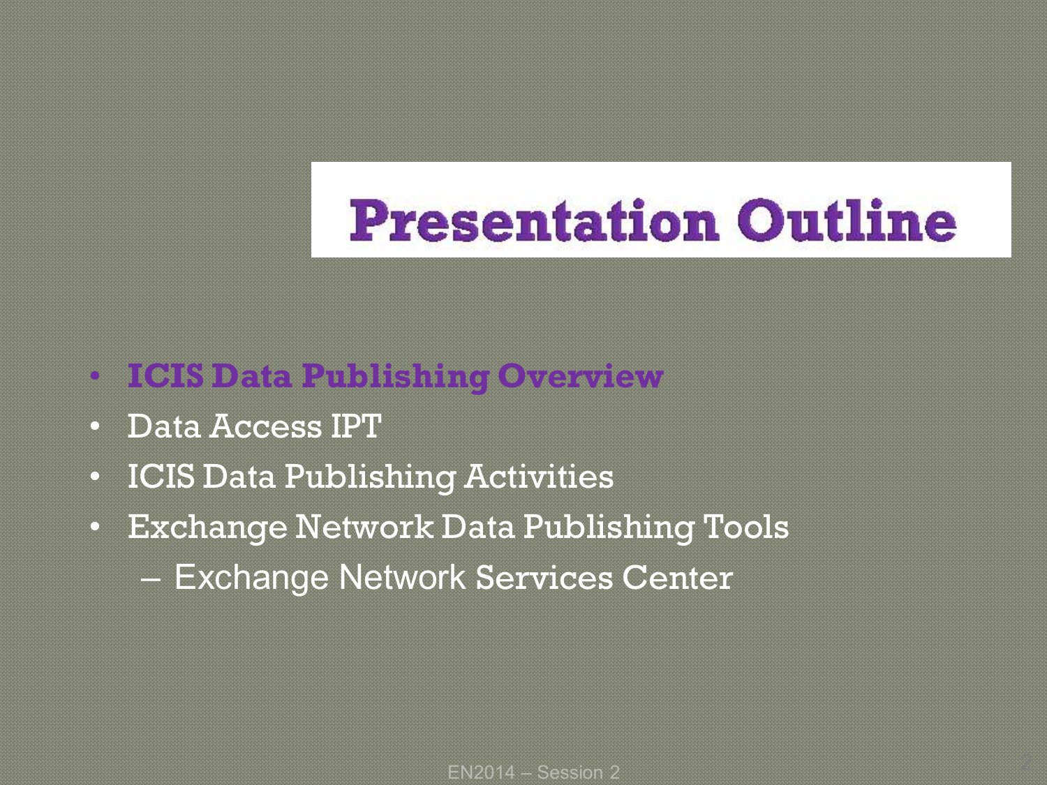# Presentation Outline

- **ICIS Data Publishing Overview**
- Data Access IPT
- ICIS Data Publishing Activities
- Exchange Network Data Publishing Tools
  - Exchange Network Services Center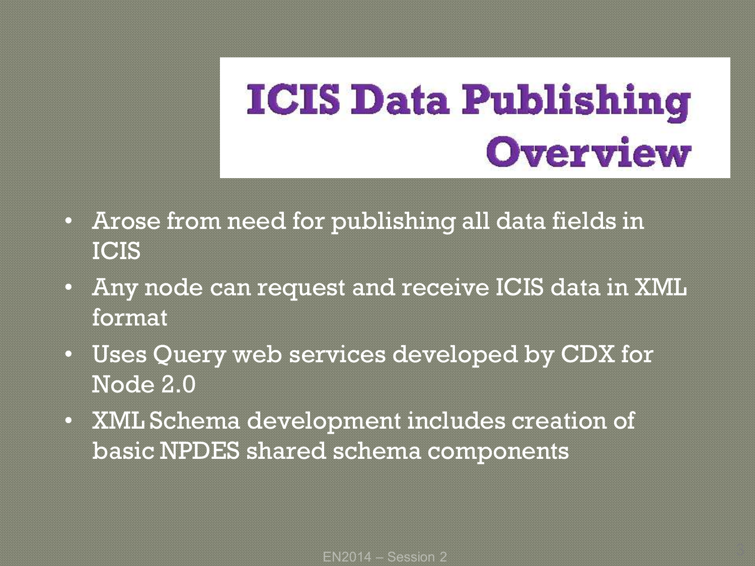# ICIS Data Publishing Overview

- Arose from need for publishing all data fields in ICIS
- Any node can request and receive ICIS data in XML format
- Uses Query web services developed by CDX for Node 2.0
- XML Schema development includes creation of basic NPDES shared schema components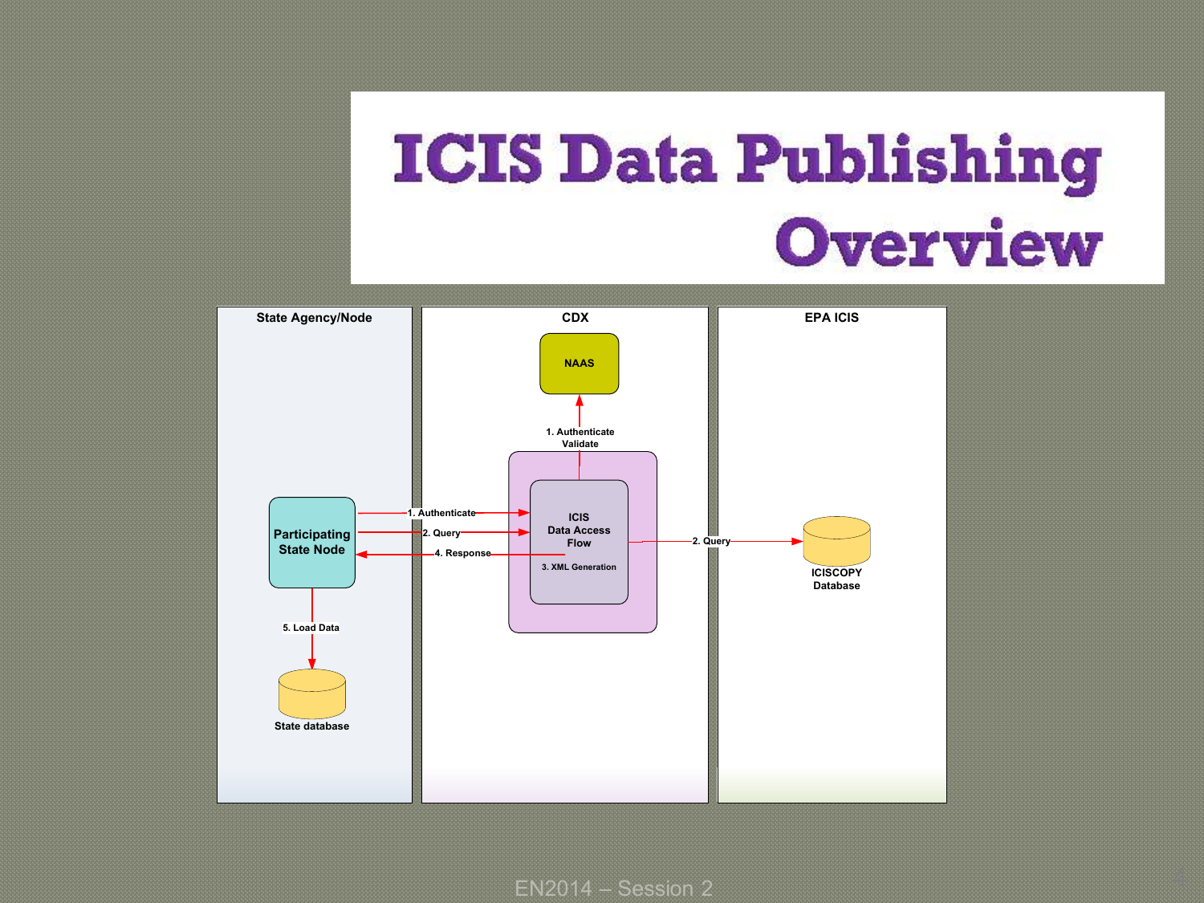# ICIS Data Publishing Overview

State Agency/Node

CDX

EPA ICIS

NAAS

1. Authenticate Validate

Participating State Node

1. Authenticate

2. Query

4. Response

ICIS Data Access Flow

3. XML Generation

2. Query

ICISCOPY Database

5. Load Data

State database

EN2014 – Session 2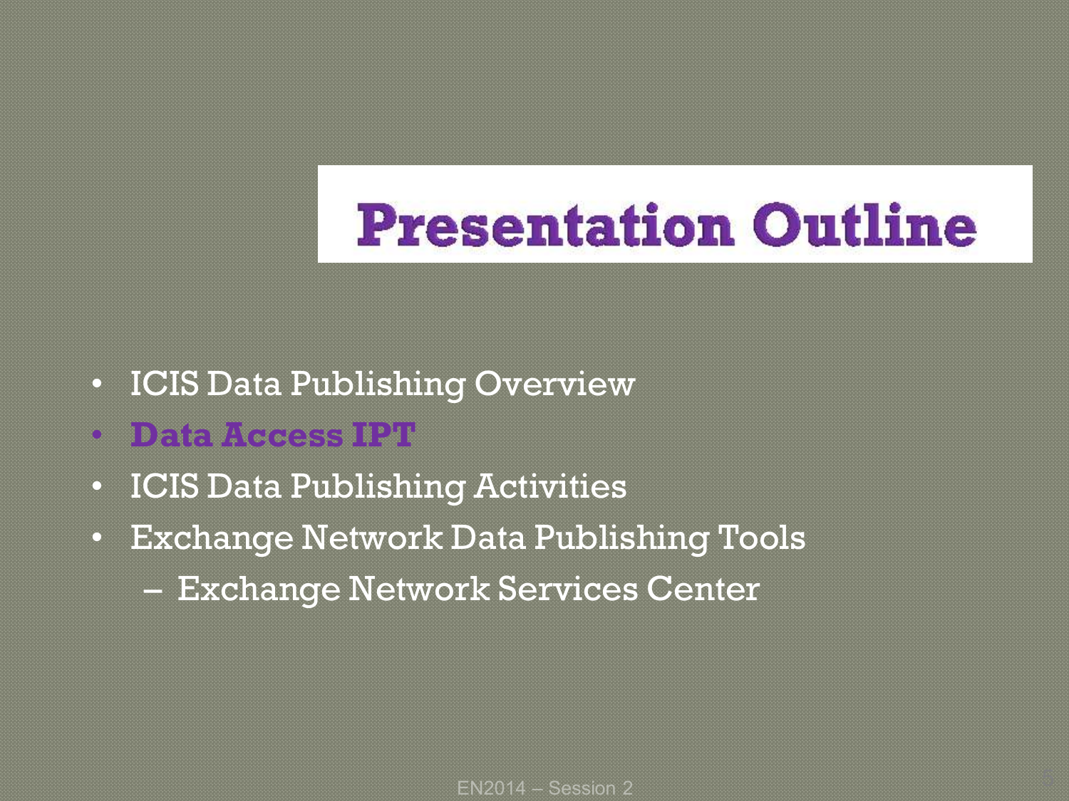# Presentation Outline

- ICIS Data Publishing Overview
- **Data Access IPT**
- ICIS Data Publishing Activities
- Exchange Network Data Publishing Tools
  - Exchange Network Services Center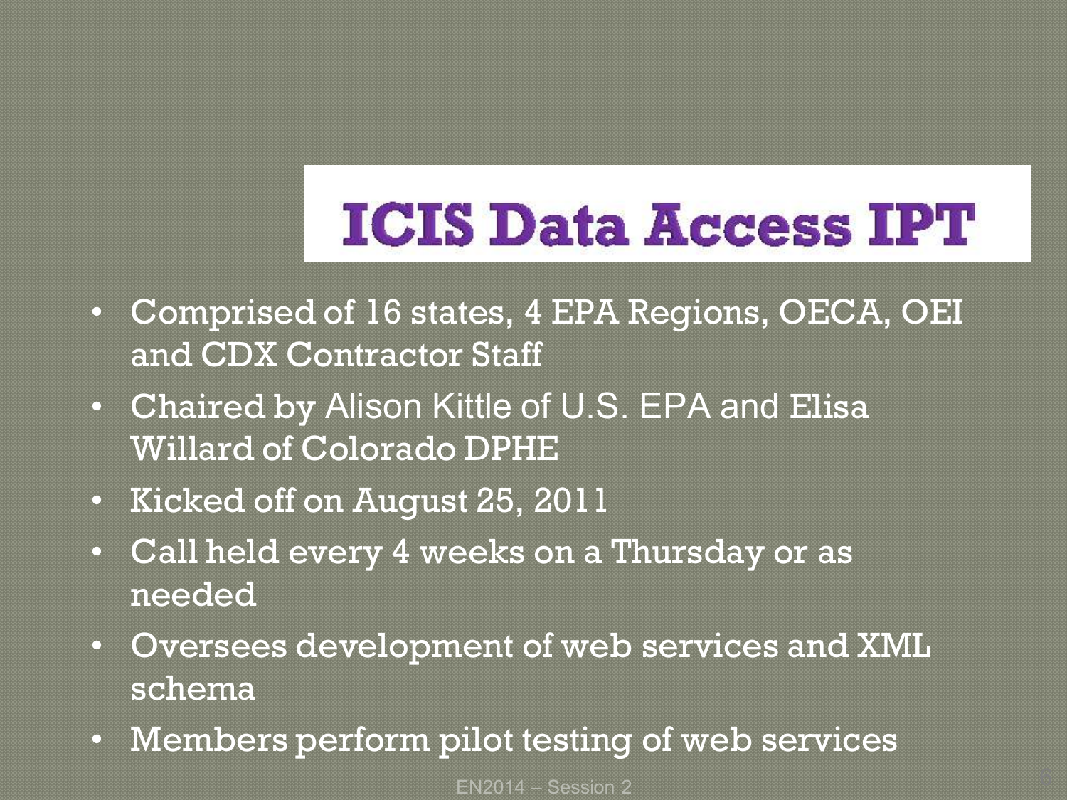# ICIS Data Access IPT

- Comprised of 16 states, 4 EPA Regions, OECA, OEI and CDX Contractor Staff
- Chaired by Alison Kittle of U.S. EPA and Elisa Willard of Colorado DPHE
- Kicked off on August 25, 2011
- Call held every 4 weeks on a Thursday or as needed
- Oversees development of web services and XML schema
- Members perform pilot testing of web services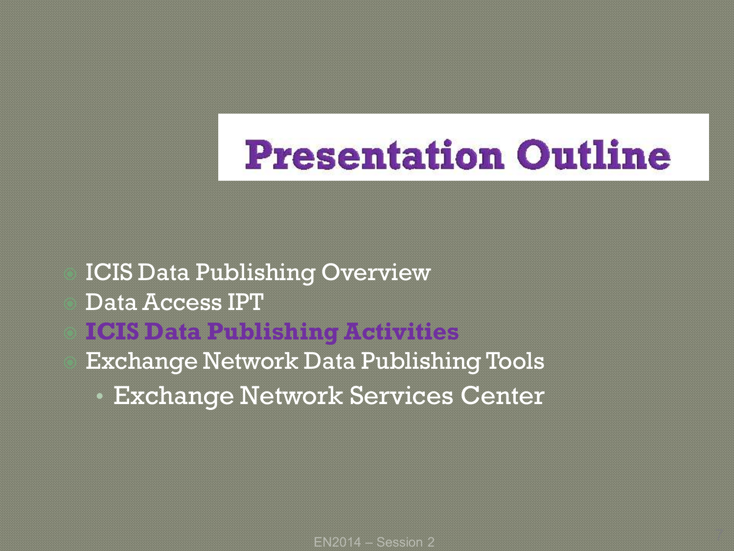# Presentation Outline

- ICIS Data Publishing Overview
- Data Access IPT
- **ICIS Data Publishing Activities**
- Exchange Network Data Publishing Tools
  - Exchange Network Services Center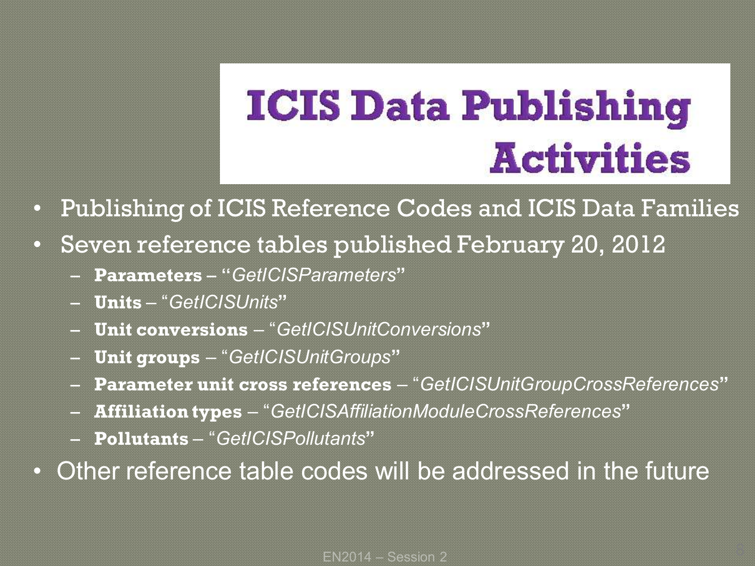# ICIS Data Publishing Activities

- Publishing of ICIS Reference Codes and ICIS Data Families
- Seven reference tables published February 20, 2012
  - **Parameters** – "*GetICISParameters*"
  - **Units** – "*GetICISUnits*"
  - **Unit conversions** – "*GetICISUnitConversions*"
  - **Unit groups** – "*GetICISUnitGroups*"
  - **Parameter unit cross references** – "*GetICISUnitGroupCrossReferences*"
  - **Affiliation types** – "*GetICISAffiliationModuleCrossReferences*"
  - **Pollutants** – "*GetICISPollutants*"
- Other reference table codes will be addressed in the future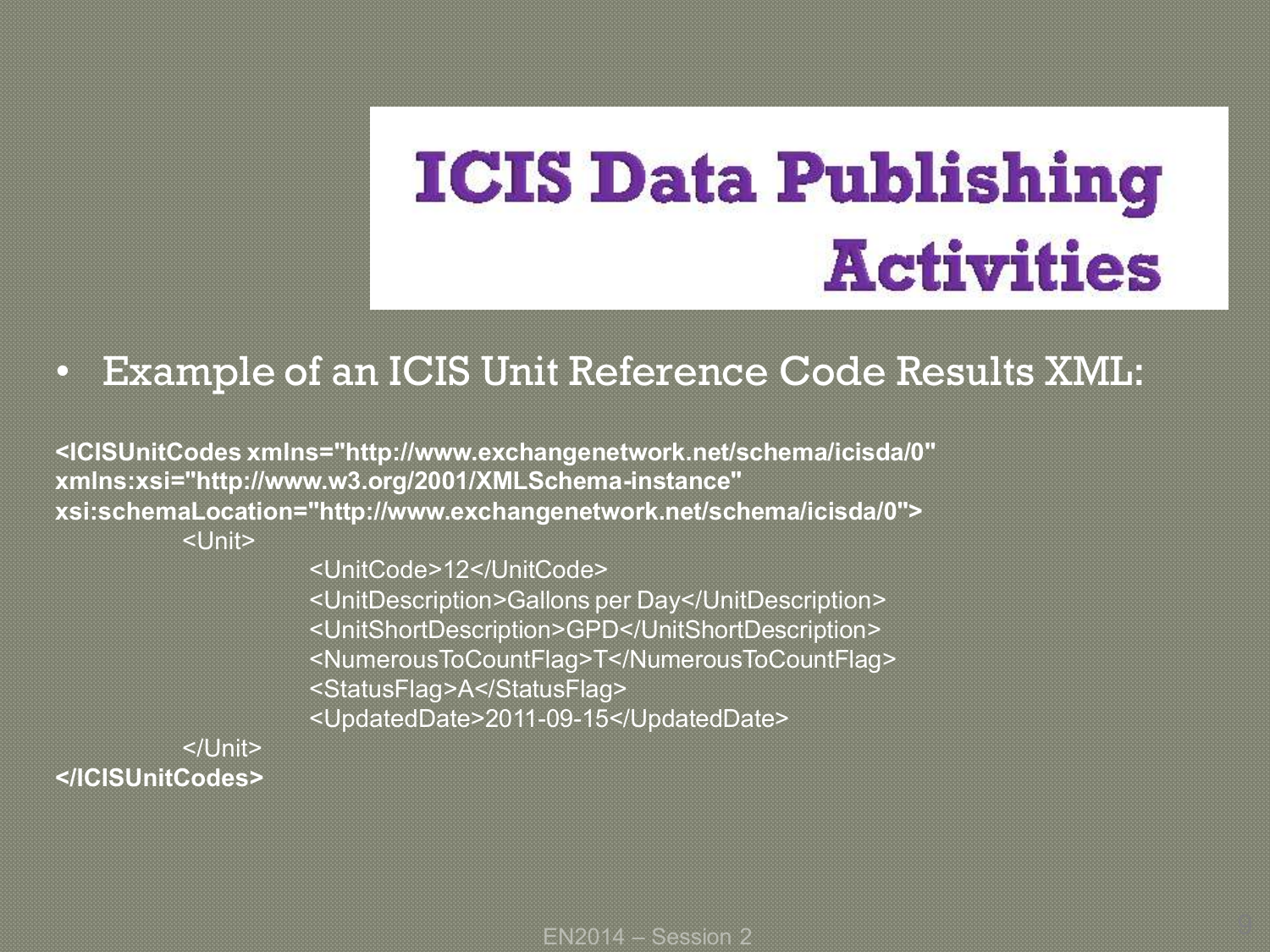# ICIS Data Publishing Activities

- Example of an ICIS Unit Reference Code Results XML:

```
<ICISUnitCodes xmlns="http://www.exchangenetwork.net/schema/icisda/0"
xmlns:xsi="http://www.w3.org/2001/XMLSchema-instance"
xsi:schemaLocation="http://www.exchangenetwork.net/schema/icisda/0">
        <Unit>
                <UnitCode>12</UnitCode>
                <UnitDescription>Gallons per Day</UnitDescription>
                <UnitShortDescription>GPD</UnitShortDescription>
                <NumerousToCountFlag>T</NumerousToCountFlag>
                <StatusFlag>A</StatusFlag>
                <UpdatedDate>2011-09-15</UpdatedDate>
        </Unit>
</ICISUnitCodes>
```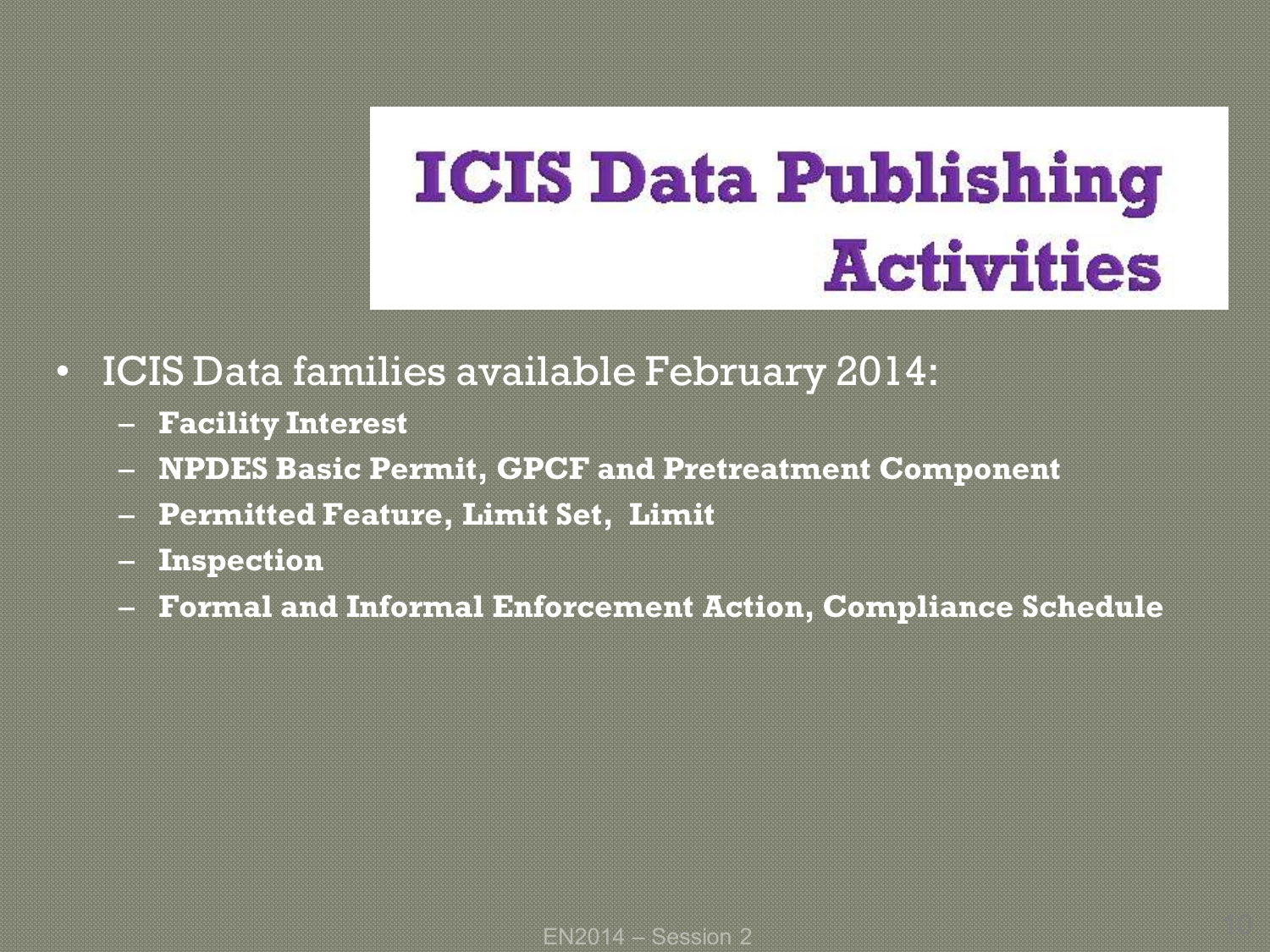# ICIS Data Publishing Activities

- ICIS Data families available February 2014:
  - **Facility Interest**
  - **NPDES Basic Permit, GPCF and Pretreatment Component**
  - **Permitted Feature, Limit Set, Limit**
  - **Inspection**
  - **Formal and Informal Enforcement Action, Compliance Schedule**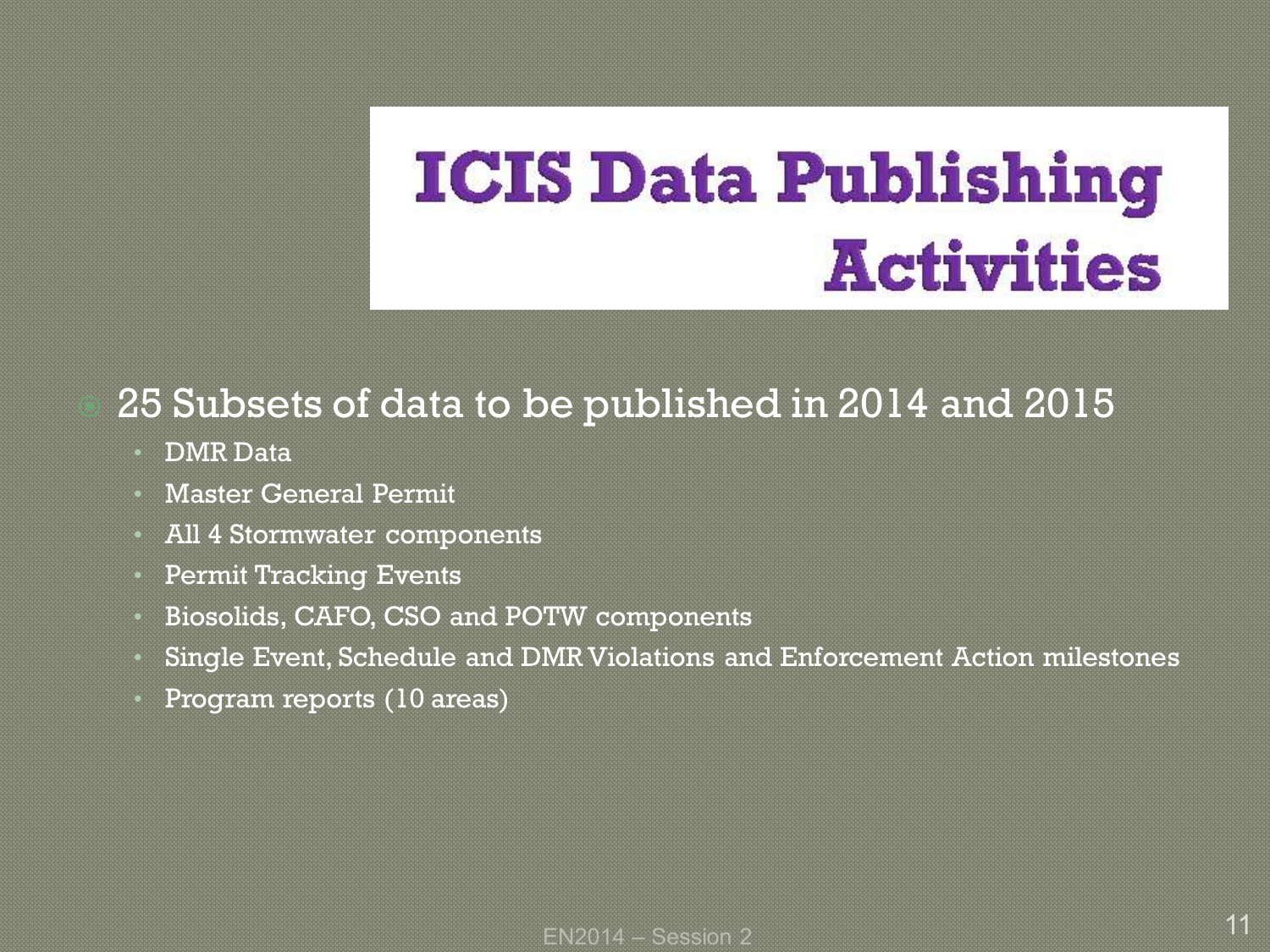# ICIS Data Publishing Activities

- 25 Subsets of data to be published in 2014 and 2015
  - DMR Data
  - Master General Permit
  - All 4 Stormwater components
  - Permit Tracking Events
  - Biosolids, CAFO, CSO and POTW components
  - Single Event, Schedule and DMR Violations and Enforcement Action milestones
  - Program reports (10 areas)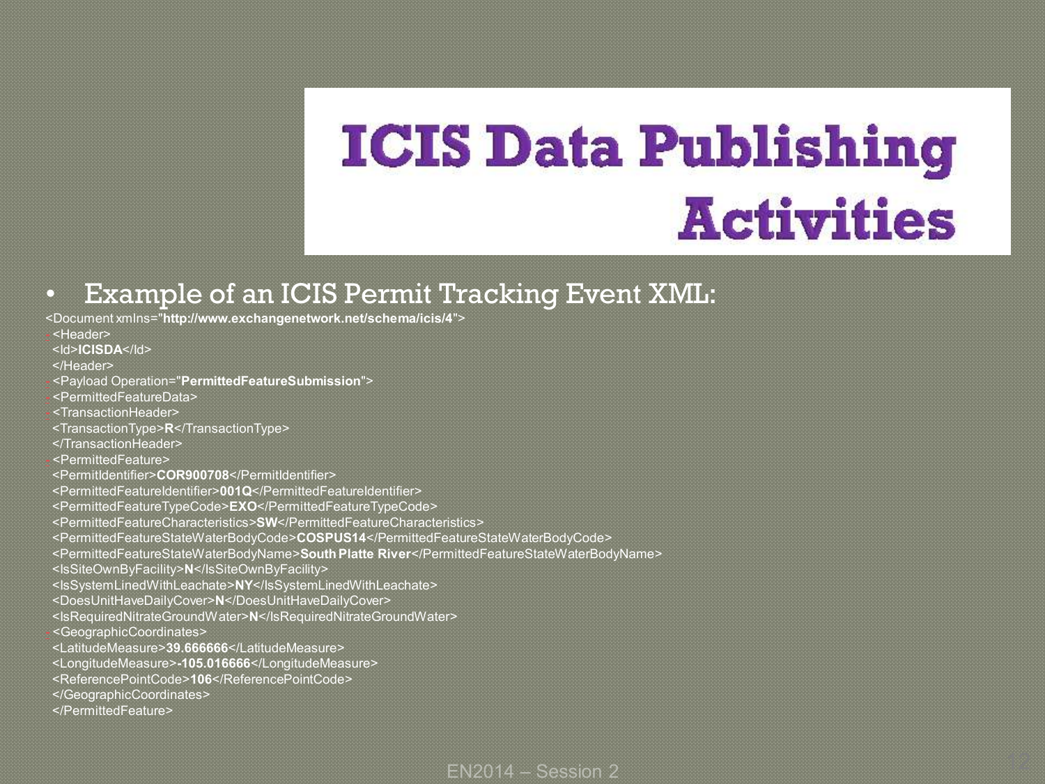# ICIS Data Publishing Activities

- Example of an ICIS Permit Tracking Event XML:

```
<Document xmlns="http://www.exchangenetwork.net/schema/icis/4">
 <Header>
 <Id>ICISDA</Id>
 </Header>
 <Payload Operation="PermittedFeatureSubmission">
 <PermittedFeatureData>
 <TransactionHeader>
 <TransactionType>R</TransactionType>
 </TransactionHeader>
 <PermittedFeature>
 <PermitIdentifier>COR900708</PermitIdentifier>
 <PermittedFeatureIdentifier>001Q</PermittedFeatureIdentifier>
 <PermittedFeatureTypeCode>EXO</PermittedFeatureTypeCode>
 <PermittedFeatureCharacteristics>SW</PermittedFeatureCharacteristics>
 <PermittedFeatureStateWaterBodyCode>COSPUS14</PermittedFeatureStateWaterBodyCode>
 <PermittedFeatureStateWaterBodyName>South Platte River</PermittedFeatureStateWaterBodyName>
 <IsSiteOwnByFacility>N</IsSiteOwnByFacility>
 <IsSystemLinedWithLeachate>NY</IsSystemLinedWithLeachate>
 <DoesUnitHaveDailyCover>N</DoesUnitHaveDailyCover>
 <IsRequiredNitrateGroundWater>N</IsRequiredNitrateGroundWater>
 <GeographicCoordinates>
 <LatitudeMeasure>39.666666</LatitudeMeasure>
 <LongitudeMeasure>-105.016666</LongitudeMeasure>
 <ReferencePointCode>106</ReferencePointCode>
 </GeographicCoordinates>
 </PermittedFeature>
```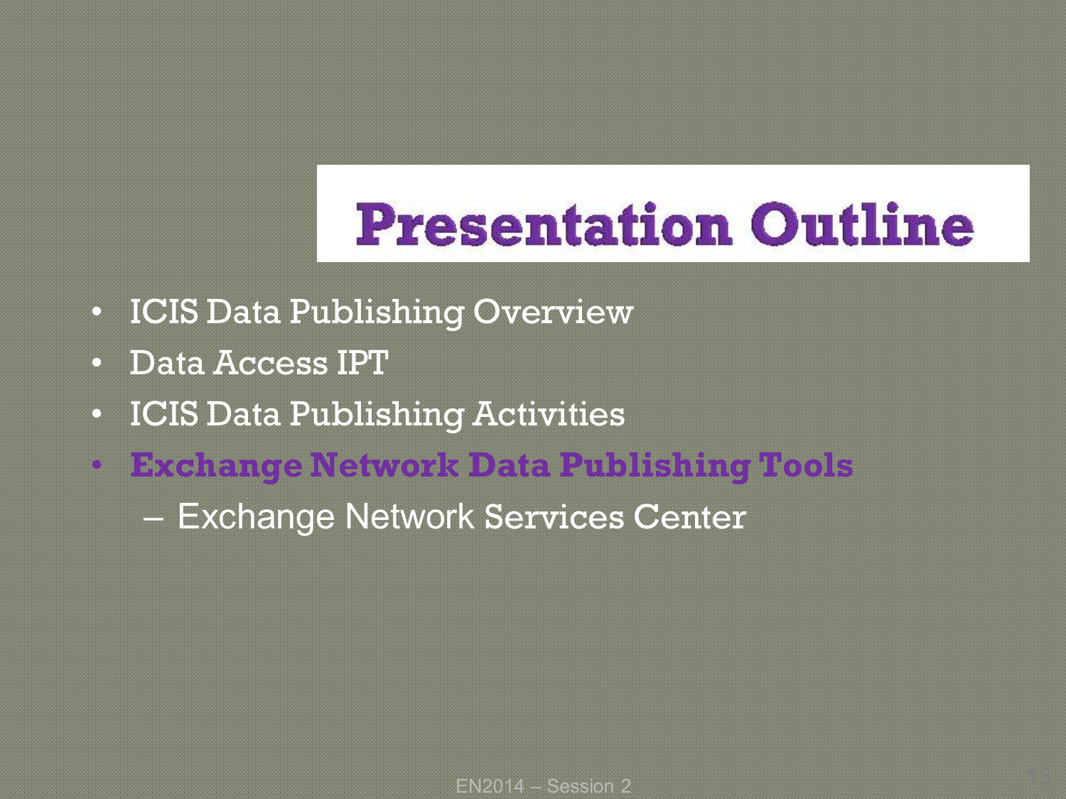# Presentation Outline

- ICIS Data Publishing Overview
- Data Access IPT
- ICIS Data Publishing Activities
- **Exchange Network Data Publishing Tools**
  - Exchange Network Services Center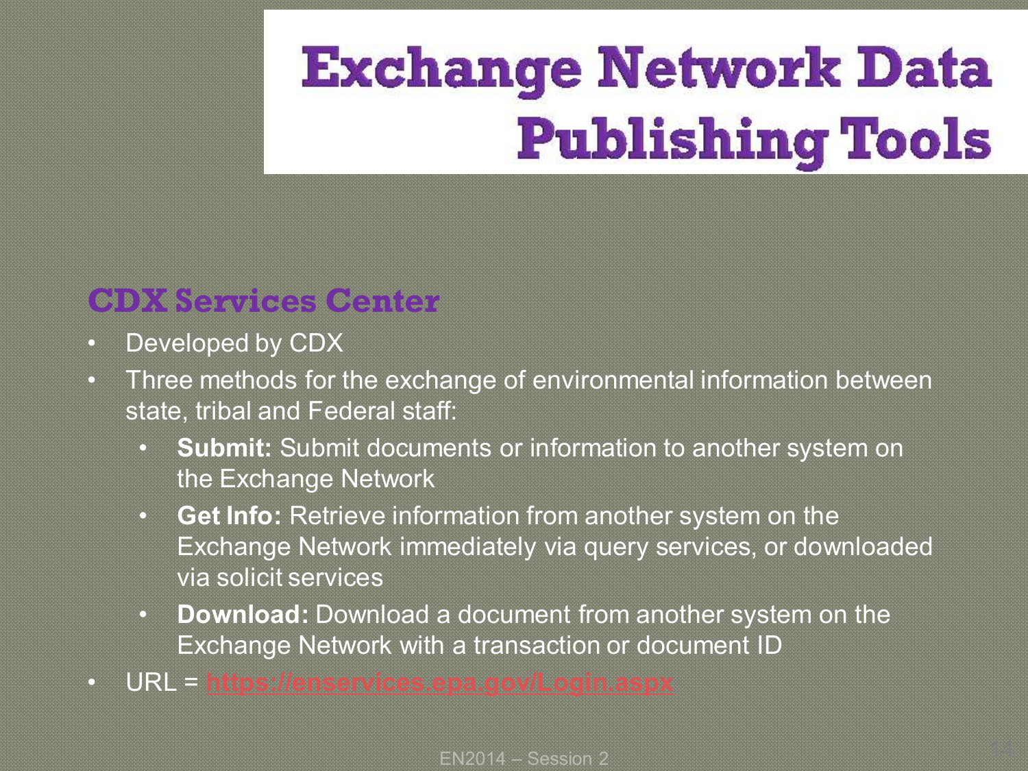# Exchange Network Data Publishing Tools

## CDX Services Center

- Developed by CDX
- Three methods for the exchange of environmental information between state, tribal and Federal staff:
  - **Submit:** Submit documents or information to another system on the Exchange Network
  - **Get Info:** Retrieve information from another system on the Exchange Network immediately via query services, or downloaded via solicit services
  - **Download:** Download a document from another system on the Exchange Network with a transaction or document ID
- URL = https://enservices.epa.gov/Login.aspx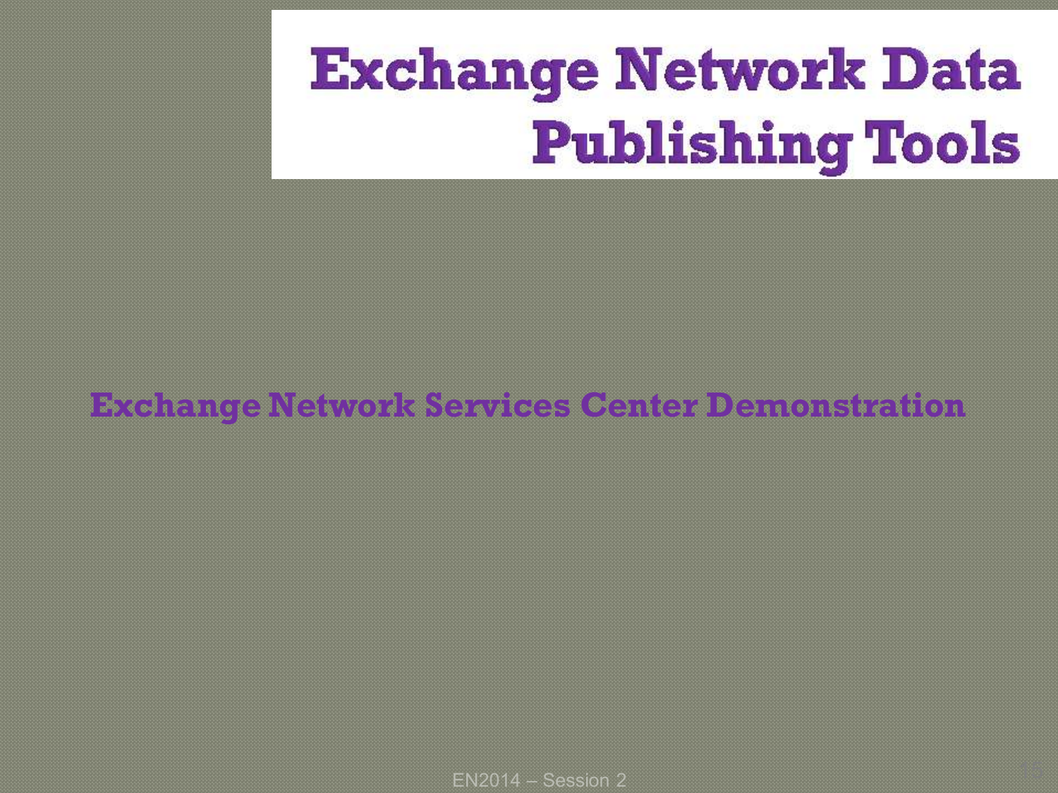# Exchange Network Data Publishing Tools

**Exchange Network Services Center Demonstration**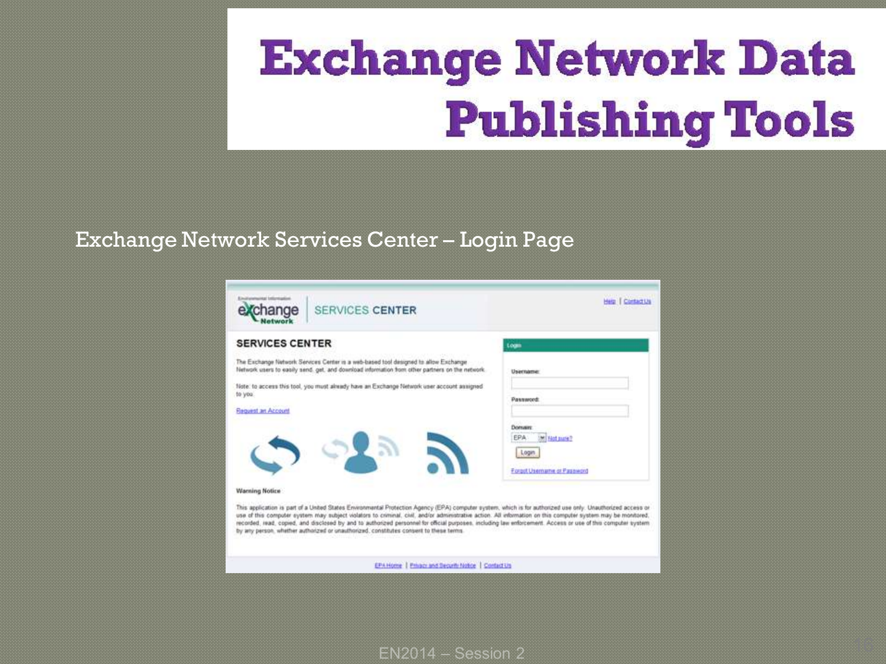# Exchange Network Data Publishing Tools

Exchange Network Services Center – Login Page

## SERVICES CENTER

The Exchange Network Services Center is a web-based tool designed to allow Exchange Network users to easily send, get, and download information from other partners on the network.

Note: to access this tool, you must already have an Exchange Network user account assigned to you.

Request an Account

**Login**

Username:

Password:

Domain: EPA Not sure?

Login

Forgot Username or Password

**Warning Notice**

This application is part of a United States Environmental Protection Agency (EPA) computer system, which is for authorized use only. Unauthorized access or use of this computer system may subject violators to criminal, civil, and/or administrative action. All information on this computer system may be monitored, recorded, read, copied, and disclosed by and to authorized personnel for official purposes, including law enforcement. Access or use of this computer system by any person, whether authorized or unauthorized, constitutes consent to these terms.

EPA Home | Privacy and Security Notice | Contact Us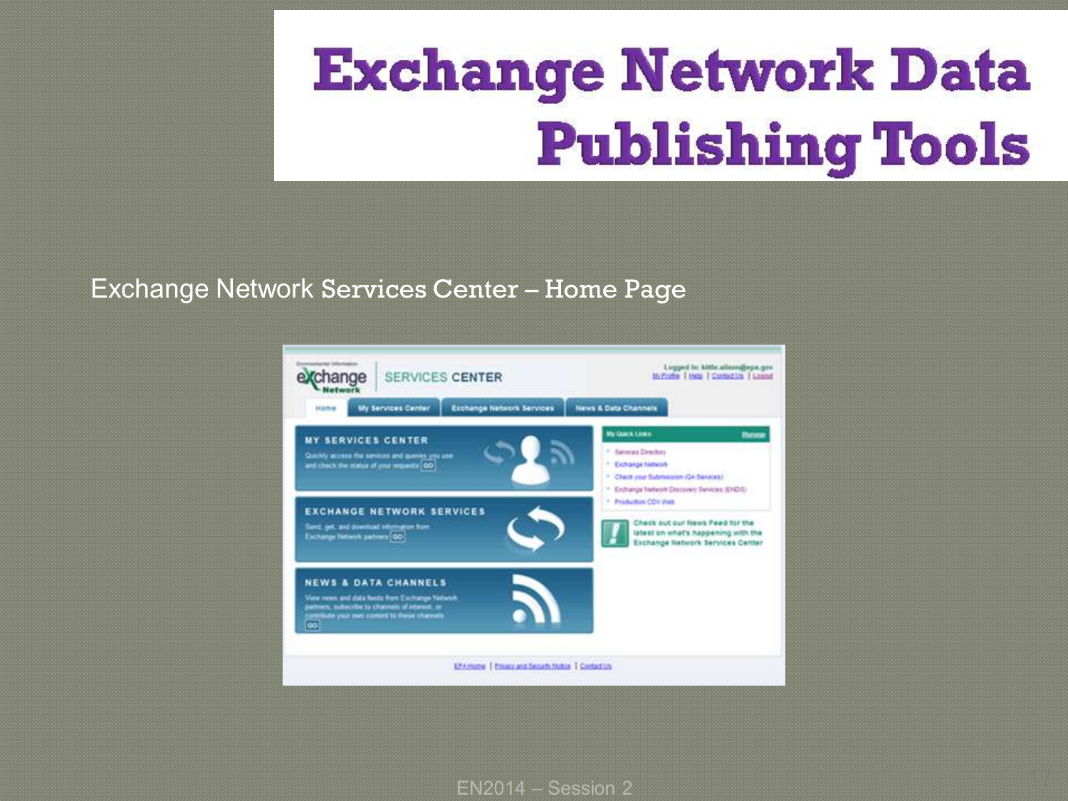# Exchange Network Data Publishing Tools

Exchange Network Services Center – Home Page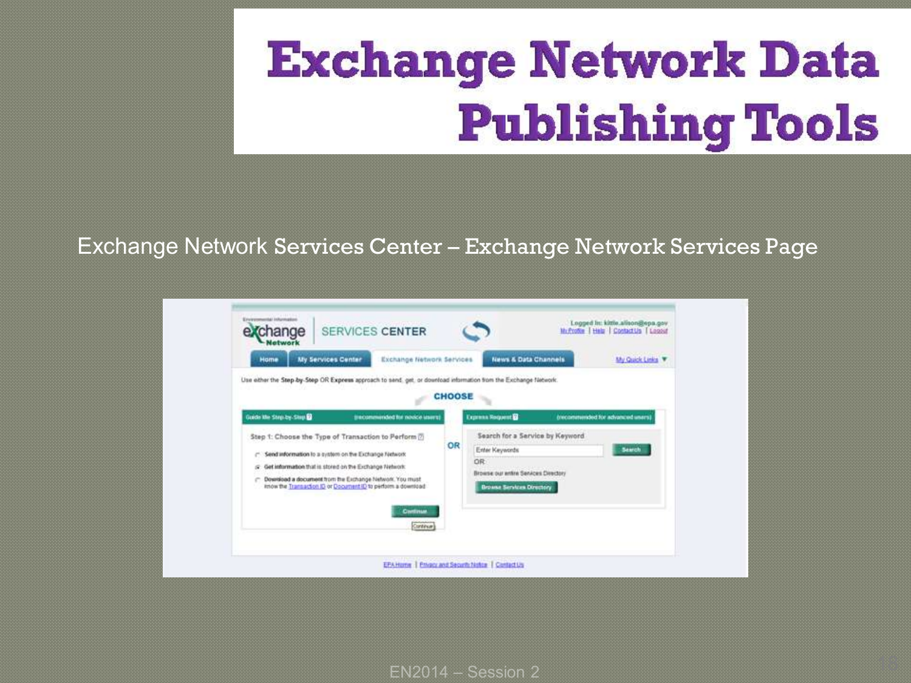# Exchange Network Data Publishing Tools

Exchange Network Services Center – Exchange Network Services Page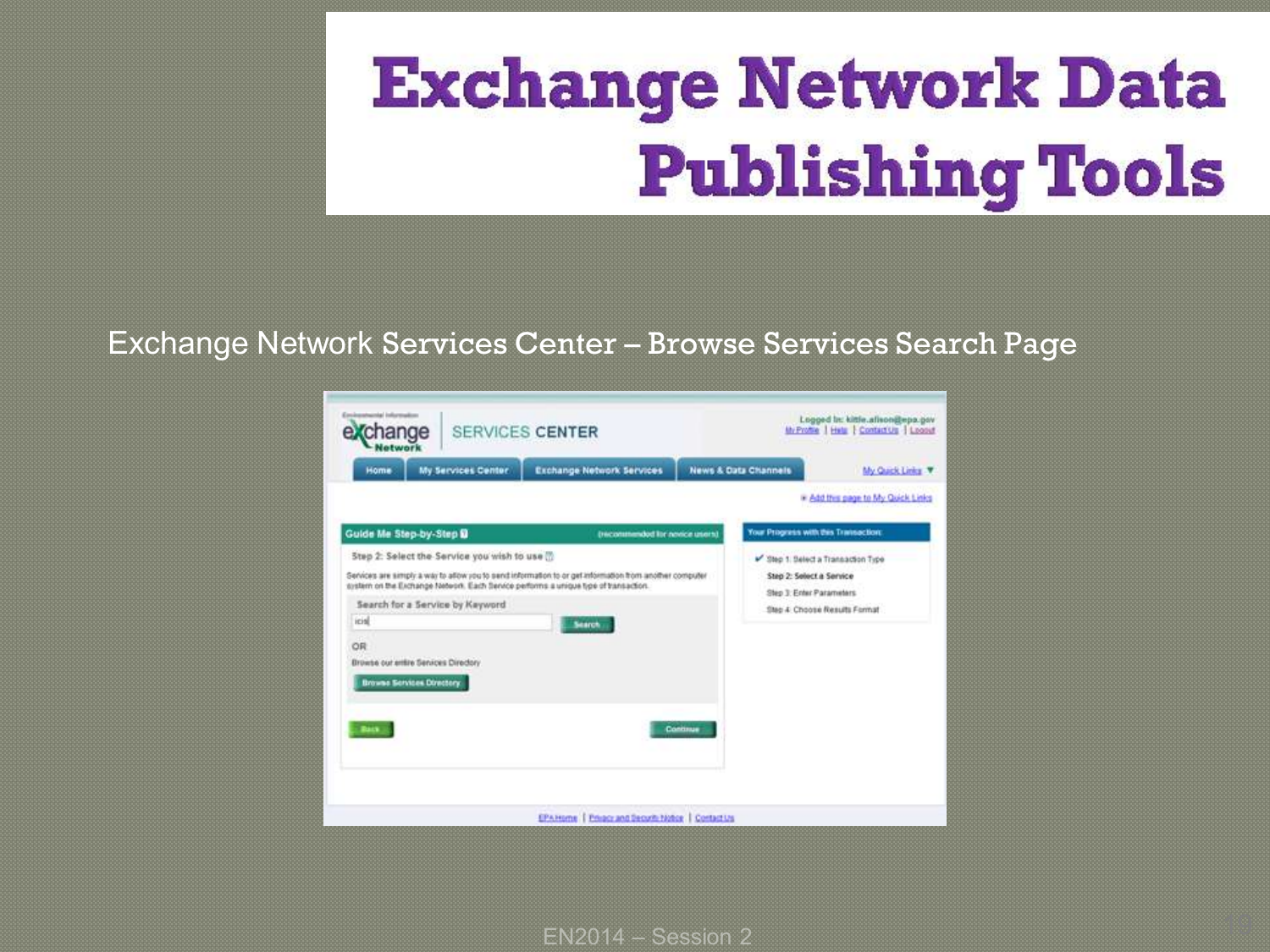# Exchange Network Data Publishing Tools

Exchange Network Services Center – Browse Services Search Page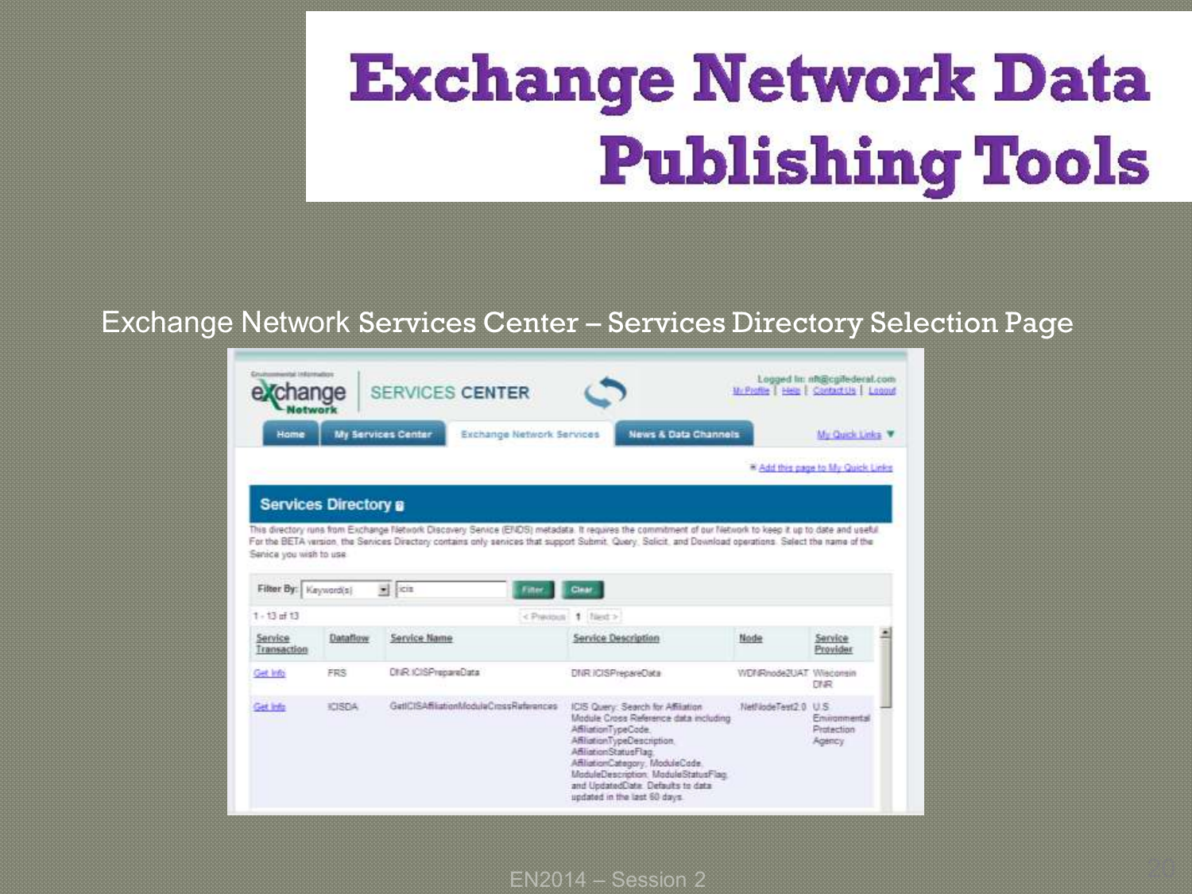# Exchange Network Data Publishing Tools

Exchange Network Services Center – Services Directory Selection Page

Environmental Information
exchange Network

SERVICES CENTER

Logged In: nft@cgifederal.com
My Profile | Help | Contact Us | Logout

Home | My Services Center | Exchange Network Services | News & Data Channels

My Quick Links

Add this page to My Quick Links

## Services Directory

This directory runs from Exchange Network Discovery Service (ENDS) metadata. It requires the commitment of our Network to keep it up to date and useful. For the BETA version, the Services Directory contains only services that support Submit, Query, Solicit, and Download operations. Select the name of the Service you wish to use.

Filter By: Keyword(s) icis Filter Clear

1 - 13 of 13 < Previous 1 Next >

| Service Transaction | Dataflow | Service Name | Service Description | Node | Service Provider |
|---|---|---|---|---|---|
| Get Info | FRS | DNR.ICISPrepareData | DNR.ICISPrepareData | WDNRnode2UAT | Wisconsin DNR |
| Get Info | ICISDA | GetICISAffiliationModuleCrossReferences | ICIS Query: Search for Affiliation Module Cross Reference data including AffiliationTypeCode, AffiliationTypeDescription, AffiliationStatusFlag, AffiliationCategory, ModuleCode, ModuleDescription, ModuleStatusFlag, and UpdatedDate. Defaults to data updated in the last 60 days. | NetNodeTest2.0 | U.S. Environmental Protection Agency |

EN2014 – Session 2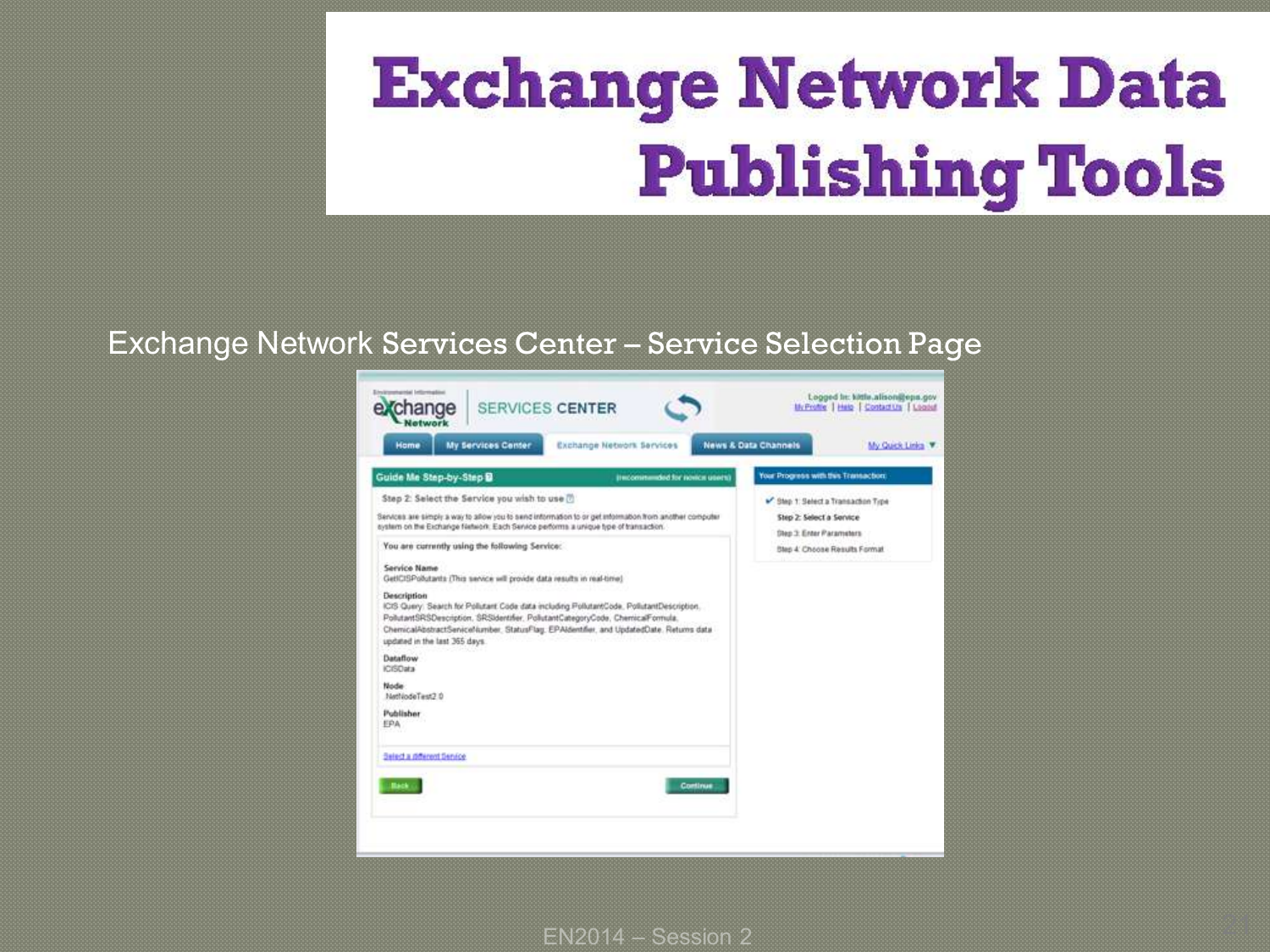# Exchange Network Data Publishing Tools

Exchange Network Services Center – Service Selection Page

Environmental Information
exchange
Network

SERVICES CENTER

Logged In: kittle.alison@epa.gov
My Profile | Help | Contact Us | Logout

Home | My Services Center | Exchange Network Services | News & Data Channels

My Quick Links

Guide Me Step-by-Step (recommended for novice users)

Step 2: Select the Service you wish to use

Services are simply a way to allow you to send information to or get information from another computer system on the Exchange Network. Each Service performs a unique type of transaction.

You are currently using the following Service:

**Service Name**
GetICISPollutants (This service will provide data results in real-time)

**Description**
ICIS Query: Search for Pollutant Code data including PollutantCode, PollutantDescription, PollutantSRSDescription, SRSIdentifier, PollutantCategoryCode, ChemicalFormula, ChemicalAbstractServiceNumber, StatusFlag, EPAIdentifier, and UpdatedDate. Returns data updated in the last 365 days.

**Dataflow**
ICISData

**Node**
NetNodeTest2.0

**Publisher**
EPA

Select a different Service

Back | Continue

Your Progress with this Transaction:

- ✔ Step 1: Select a Transaction Type
- **Step 2: Select a Service**
- Step 3: Enter Parameters
- Step 4: Choose Results Format

EN2014 – Session 2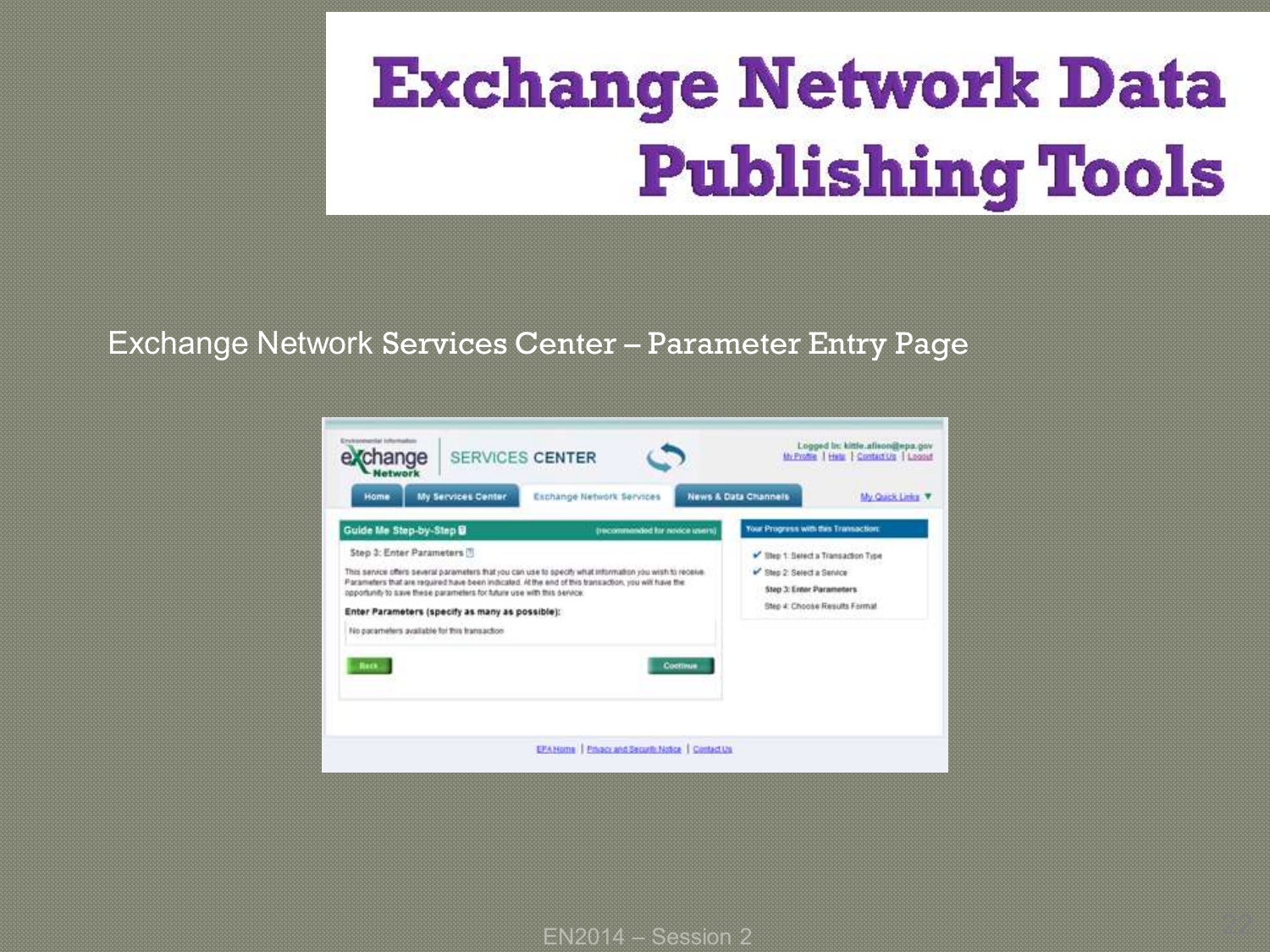# Exchange Network Data Publishing Tools

Exchange Network Services Center – Parameter Entry Page

Environmental Information
exchange Network | SERVICES CENTER

Logged In: kittle.alison@epa.gov
My Profile | Help | Contact Us | Logout

Home | My Services Center | Exchange Network Services | News & Data Channels | My Quick Links

**Guide Me Step-by-Step** (recommended for novice users)

Step 3: Enter Parameters

This service offers several parameters that you can use to specify what information you wish to receive. Parameters that are required have been indicated. At the end of this transaction, you will have the opportunity to save these parameters for future use with this service.

**Enter Parameters (specify as many as possible):**

No parameters available for this transaction

Back | Continue

**Your Progress with this Transaction:**

- ✔ Step 1: Select a Transaction Type
- ✔ Step 2: Select a Service
- **Step 3: Enter Parameters**
- Step 4: Choose Results Format

EPA Home | Privacy and Security Notice | Contact Us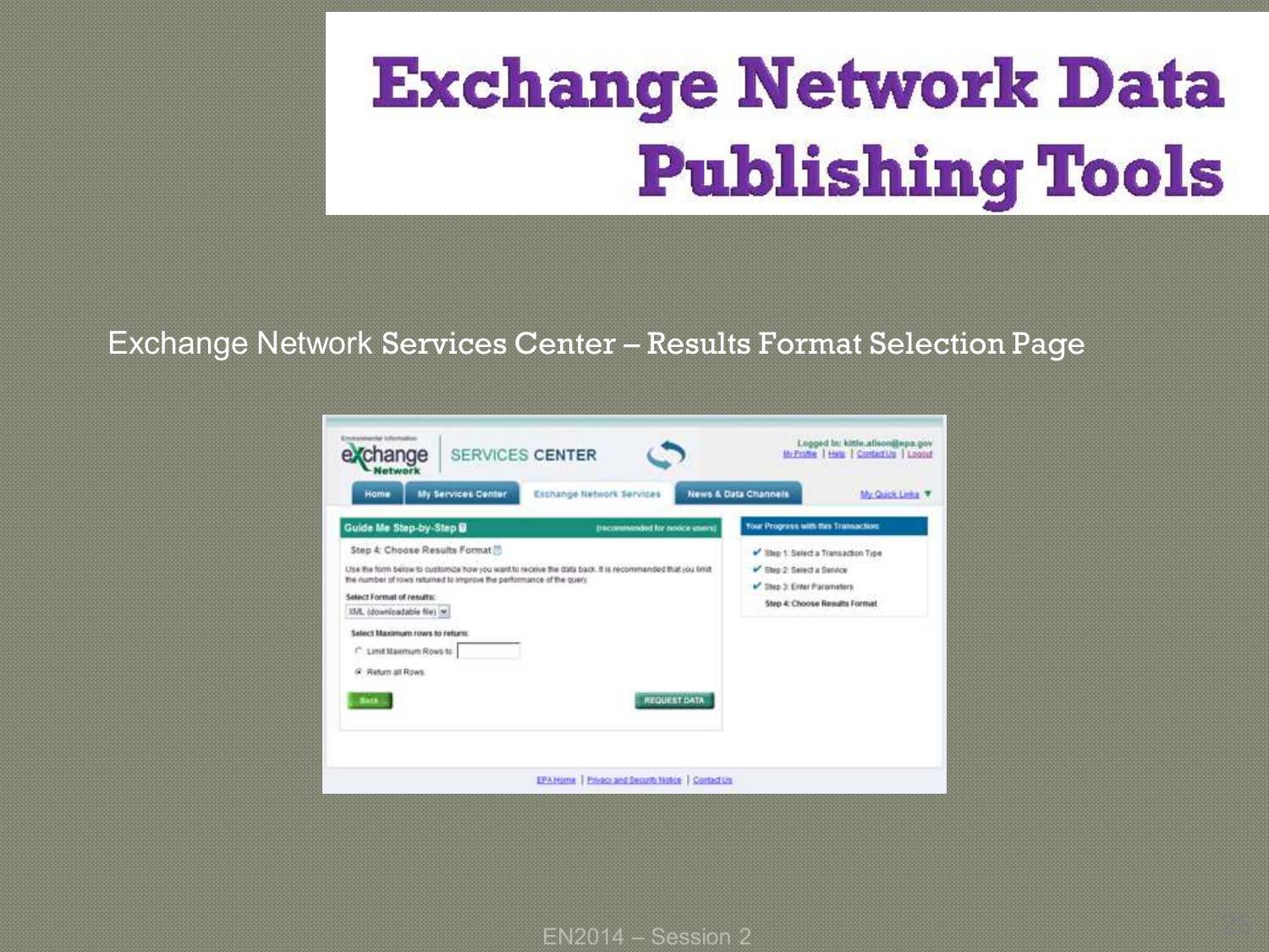# Exchange Network Data Publishing Tools

Exchange Network Services Center – Results Format Selection Page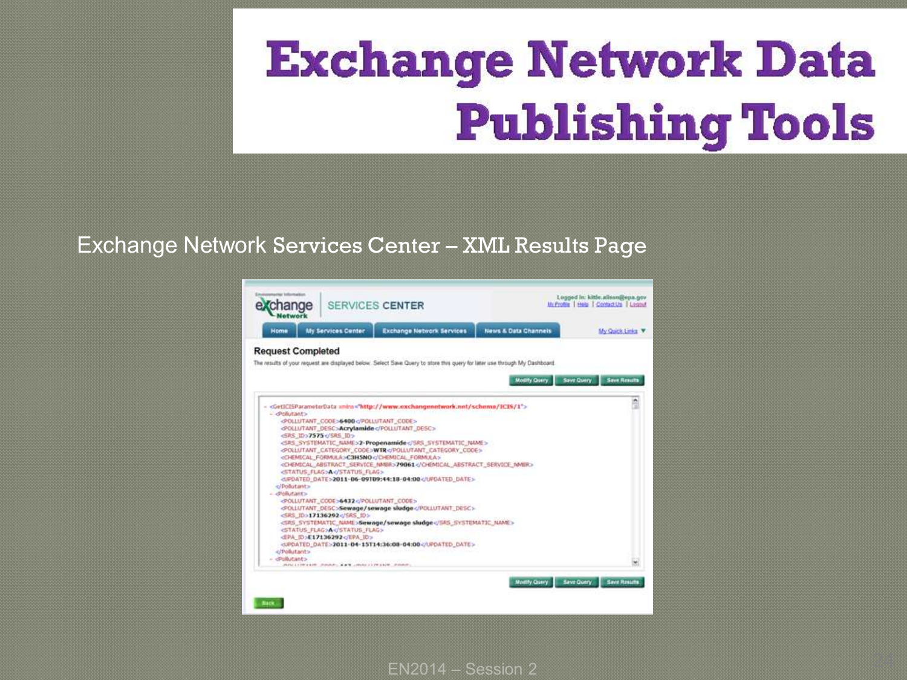# Exchange Network Data Publishing Tools

Exchange Network Services Center – XML Results Page

exchange Network | SERVICES CENTER

Logged In: kittle.alison@epa.gov
My Profile | Help | Contact Us | Logout

Home | My Services Center | Exchange Network Services | News & Data Channels | My Quick Links

## Request Completed

The results of your request are displayed below. Select Save Query to store this query for later use through My Dashboard.

Modify Query | Save Query | Save Results

```
- <GetICISParameterData xmlns="http://www.exchangenetwork.net/schema/ICIS/1">
  - <Pollutant>
      <POLLUTANT_CODE>6400</POLLUTANT_CODE>
      <POLLUTANT_DESC>Acrylamide</POLLUTANT_DESC>
      <SRS_ID>7575</SRS_ID>
      <SRS_SYSTEMATIC_NAME>2-Propenamide</SRS_SYSTEMATIC_NAME>
      <POLLUTANT_CATEGORY_CODE>WTR</POLLUTANT_CATEGORY_CODE>
      <CHEMICAL_FORMULA>C3H5NO</CHEMICAL_FORMULA>
      <CHEMICAL_ABSTRACT_SERVICE_NMBR>79061</CHEMICAL_ABSTRACT_SERVICE_NMBR>
      <STATUS_FLAG>A</STATUS_FLAG>
      <UPDATED_DATE>2011-06-09T09:44:18-04:00</UPDATED_DATE>
    </Pollutant>
  - <Pollutant>
      <POLLUTANT_CODE>6432</POLLUTANT_CODE>
      <POLLUTANT_DESC>Sewage/sewage sludge</POLLUTANT_DESC>
      <SRS_ID>17136292</SRS_ID>
      <SRS_SYSTEMATIC_NAME>Sewage/sewage sludge</SRS_SYSTEMATIC_NAME>
      <STATUS_FLAG>A</STATUS_FLAG>
      <EPA_ID>E17136292</EPA_ID>
      <UPDATED_DATE>2011-04-15T14:36:08-04:00</UPDATED_DATE>
    </Pollutant>
  - <Pollutant>
```

Modify Query | Save Query | Save Results

Back

EN2014 – Session 2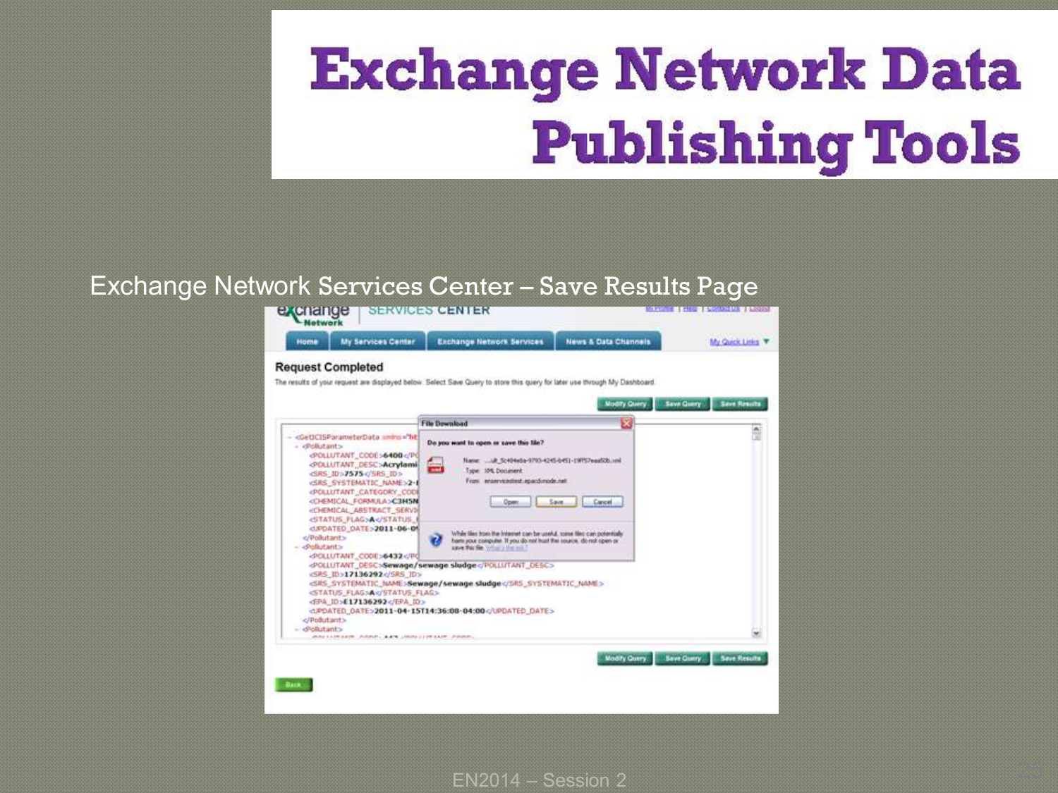# Exchange Network Data Publishing Tools

Exchange Network Services Center – Save Results Page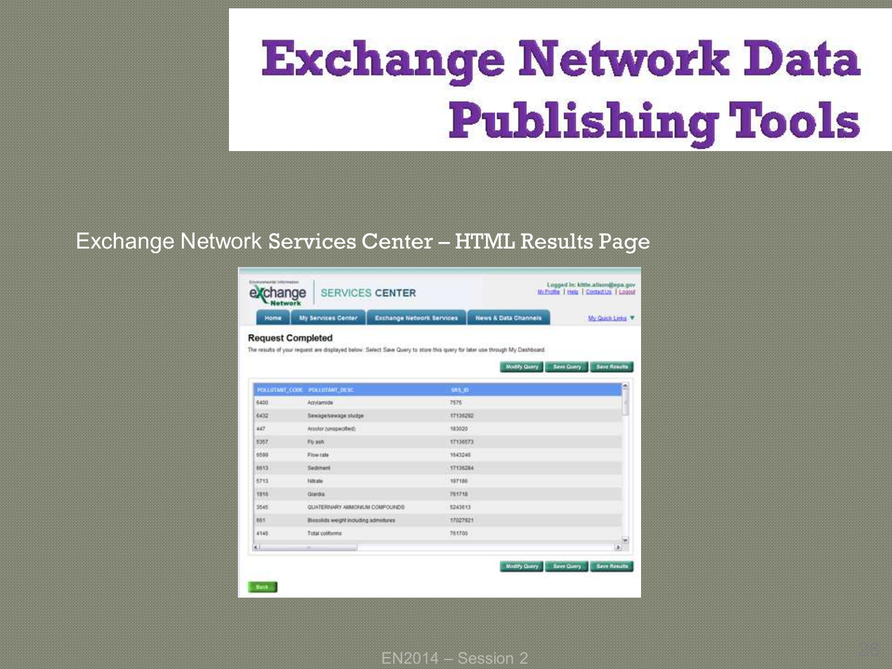# Exchange Network Data Publishing Tools

Exchange Network Services Center – HTML Results Page

Logged In: kittle.alison@epa.gov
My Profile | Help | Contact Us | Logout

Home | My Services Center | Exchange Network Services | News & Data Channels

My Quick Links

## Request Completed

The results of your request are displayed below. Select Save Query to store this query for later use through My Dashboard.

Modify Query | Save Query | Save Results

| POLLUTANT_CODE | POLLUTANT_DESC | SRS_ID |
|---|---|---|
| 6400 | Acrylamide | 7575 |
| 6432 | Sewage/sewage sludge | 17136292 |
| 447 | Aroclor (unspecified) | 183020 |
| 5357 | Fly ash | 17136573 |
| 6599 | Flow rate | 1643246 |
| 6613 | Sediment | 17136284 |
| 5713 | Nitrate | 197186 |
| 1916 | Giardia | 761718 |
| 3545 | QUATERNARY AMMONIUM COMPOUNDS | 5243613 |
| 661 | Biosolids weight including admixtures | 17027921 |
| 4146 | Total coliforms | 761700 |

Modify Query | Save Query | Save Results

Back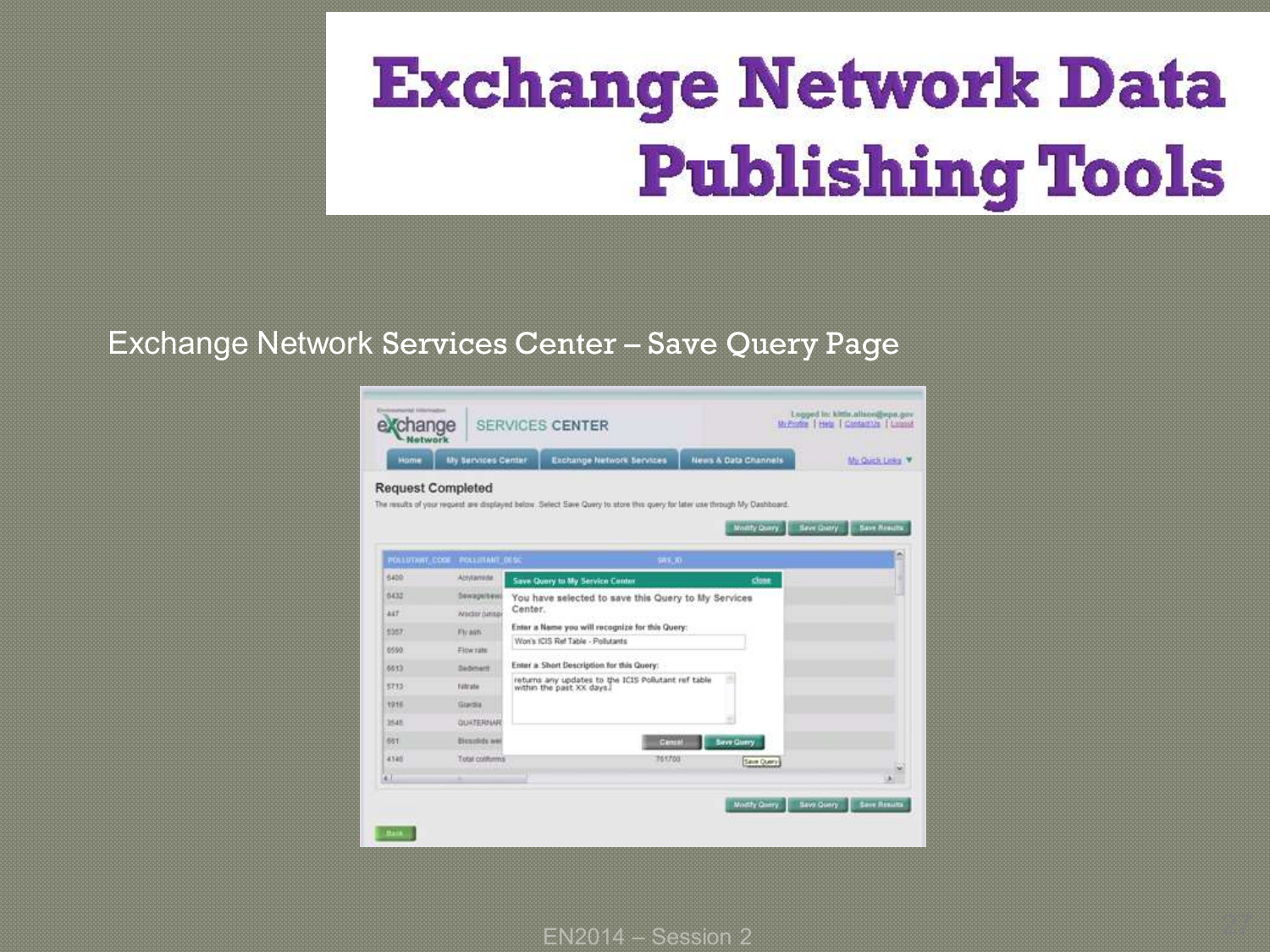# Exchange Network Data Publishing Tools

Exchange Network Services Center – Save Query Page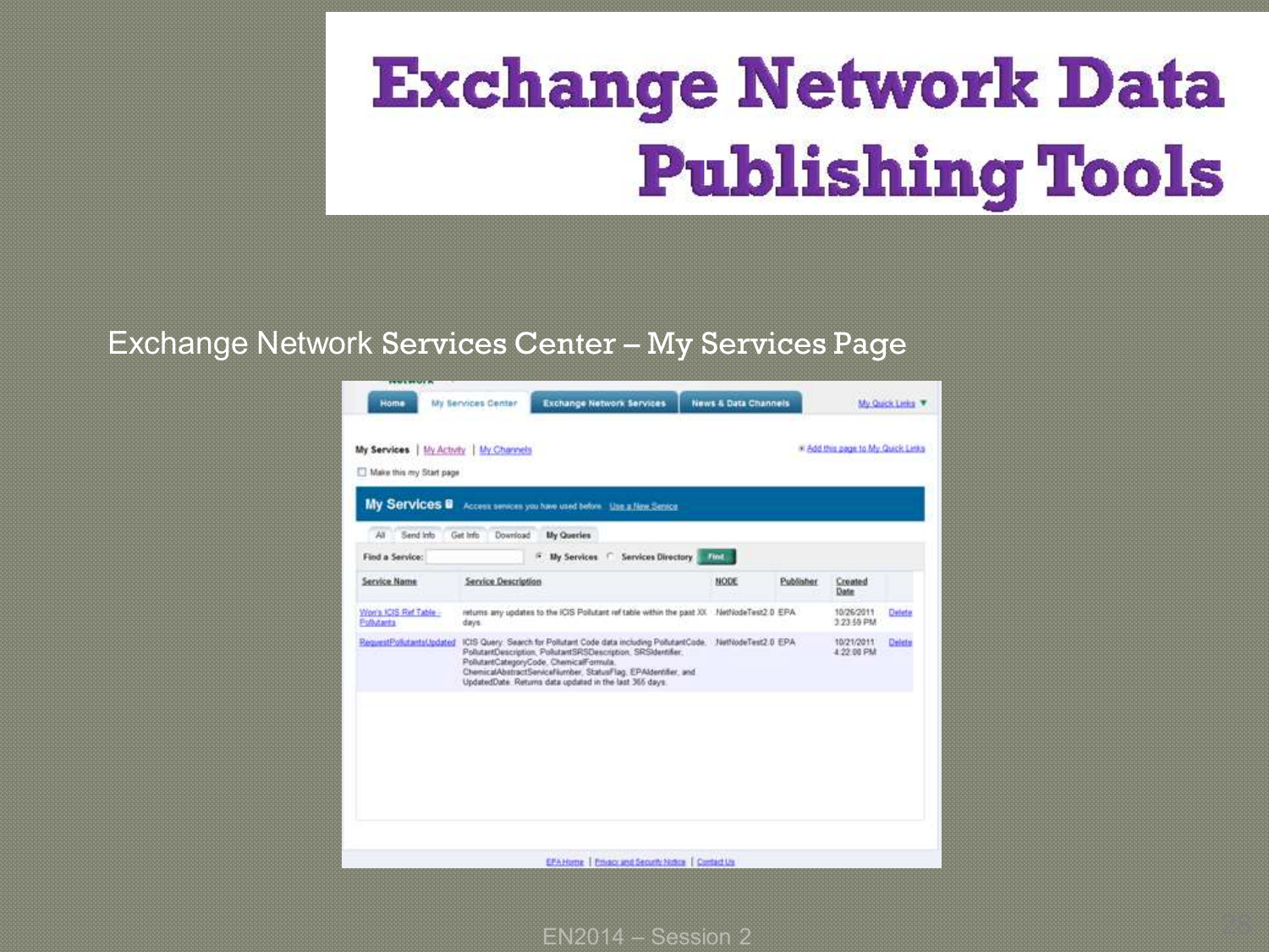# Exchange Network Data Publishing Tools

Exchange Network Services Center – My Services Page

Home | My Services Center | Exchange Network Services | News & Data Channels | My Quick Links

My Services | My Activity | My Channels

Add this page to My Quick Links

Make this my Start page

**My Services** Access services you have used before Use a New Service

All | Send Info | Get Info | Download | My Queries

Find a Service: ◉ My Services ○ Services Directory Find

| Service Name | Service Description | NODE | Publisher | Created Date | |
|---|---|---|---|---|---|
| Won's ICIS Ref Table - Pollutants | returns any updates to the ICIS Pollutant ref table within the past XX days. | NetNodeTest2.0 | EPA | 10/26/2011 3:23:59 PM | Delete |
| RequestPollutantsUpdated | ICIS Query: Search for Pollutant Code data including PollutantCode, PollutantDescription, PollutantSRSDescription, SRSIdentifier, PollutantCategoryCode, ChemicalFormula, ChemicalAbstractServiceNumber, StatusFlag, EPAIdentifier, and UpdatedDate. Returns data updated in the last 365 days. | NetNodeTest2.0 | EPA | 10/21/2011 4:22:08 PM | Delete |

EPA Home | Privacy and Security Notice | Contact Us

EN2014 – Session 2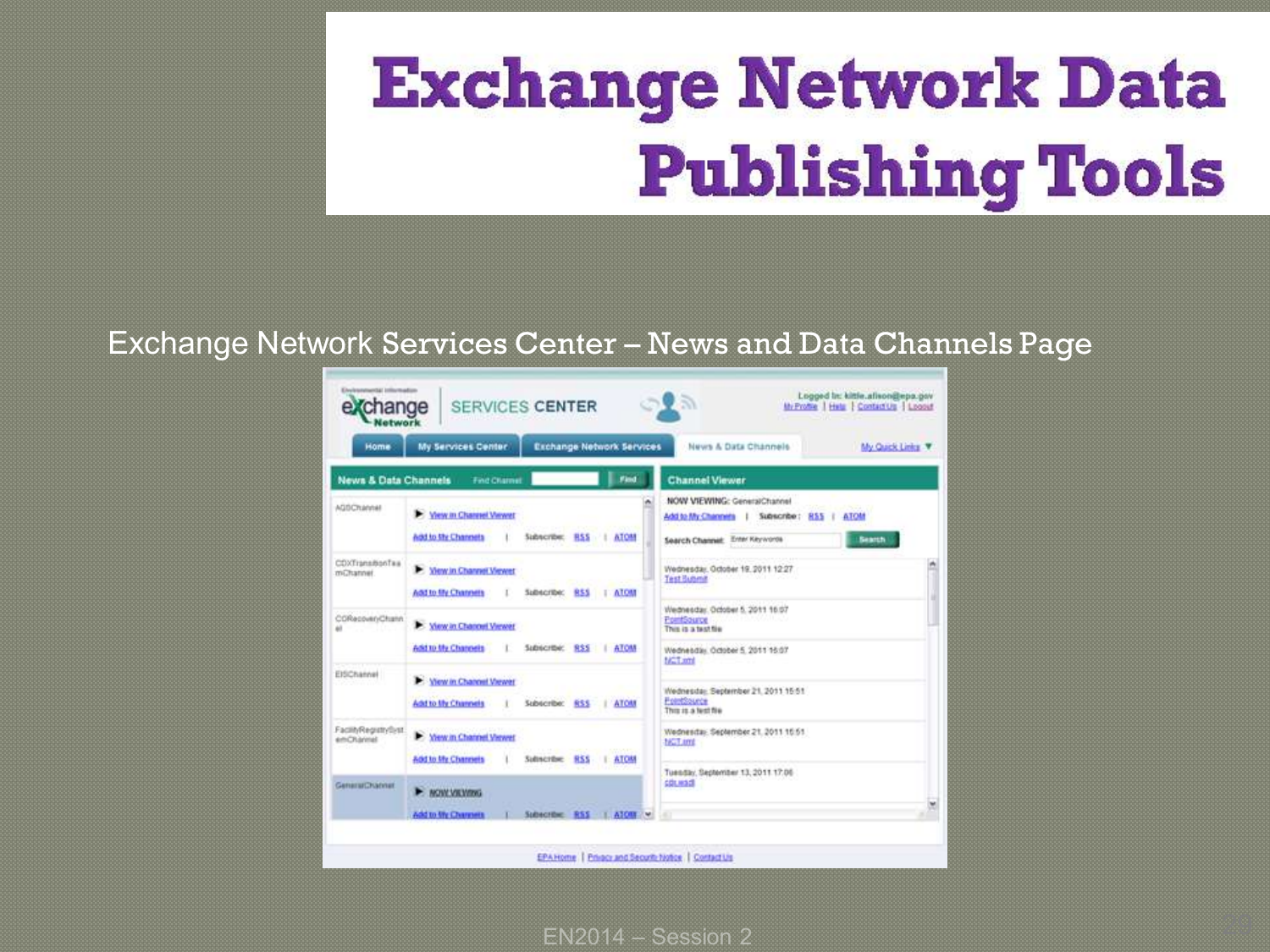# Exchange Network Data Publishing Tools

Exchange Network Services Center – News and Data Channels Page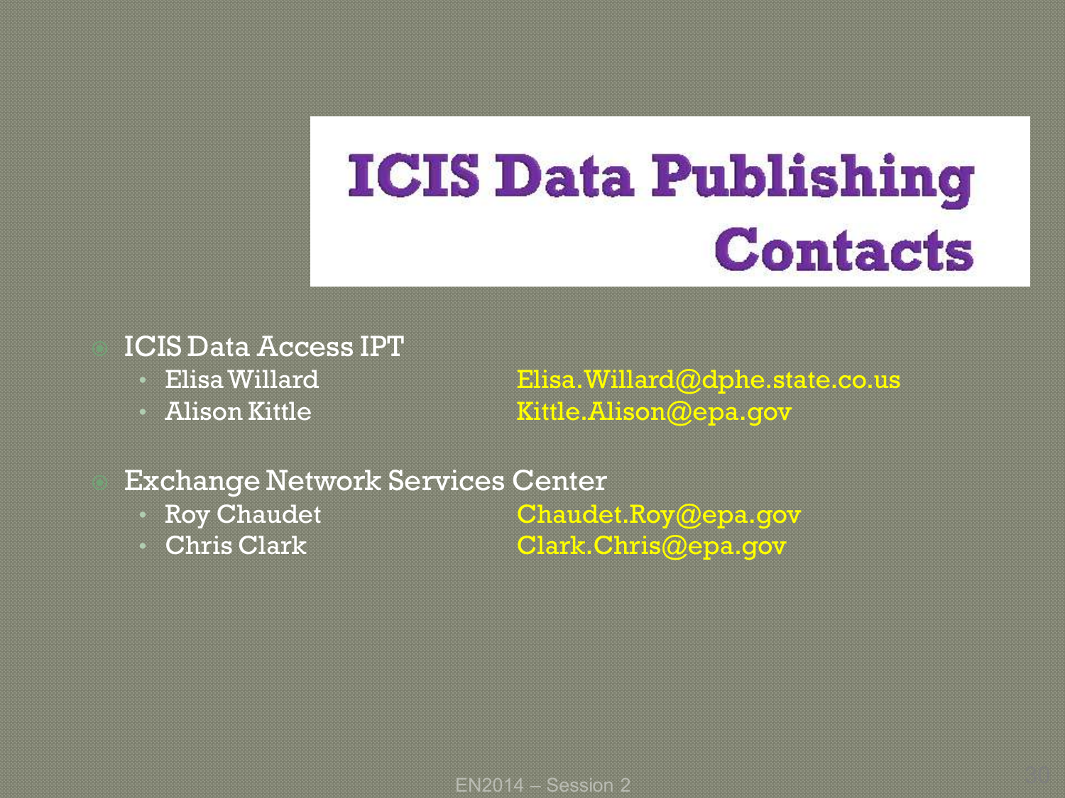# ICIS Data Publishing Contacts

- ICIS Data Access IPT
  - Elisa Willard Elisa.Willard@dphe.state.co.us
  - Alison Kittle Kittle.Alison@epa.gov
- Exchange Network Services Center
  - Roy Chaudet Chaudet.Roy@epa.gov
  - Chris Clark Clark.Chris@epa.gov